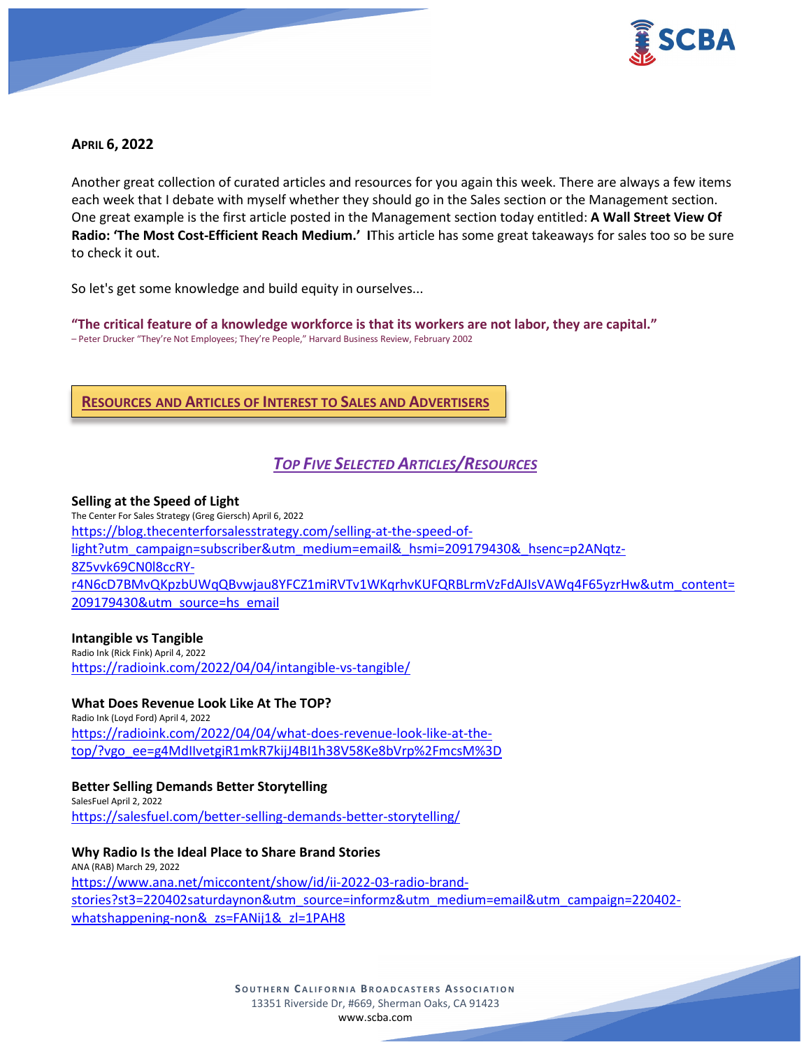**APRIL 6, 2022**

Another great collection of curated articles and resources for you again this week. There are always a few items each week that I debate with myself whether they should go in the Sales section or the Management section. One great example is the first article posted in the Management section today entitled: **A Wall Street View Of Radio: 'The Most Cost-Efficient Reach Medium.' I**This article has some great takeaways for sales too so be sure to check it out.

So let's get some knowledge and build equity in ourselves...

**"The critical feature of a knowledge workforce is that its workers are not labor, they are capital."**
– Peter Drucker "They're Not Employees; They're People," Harvard Business Review, February 2002

## RESOURCES AND ARTICLES OF INTEREST TO SALES AND ADVERTISERS

### *TOP FIVE SELECTED ARTICLES/RESOURCES*

**Selling at the Speed of Light**
The Center For Sales Strategy (Greg Giersch) April 6, 2022
https://blog.thecenterforsalesstrategy.com/selling-at-the-speed-of-light?utm_campaign=subscriber&utm_medium=email&_hsmi=209179430&_hsenc=p2ANqtz-8Z5vvk69CN0l8ccRY-r4N6cD7BMvQKpzbUWqQBvwjau8YFCZ1miRVTv1WKqrhvKUFQRBLrmVzFdAJIsVAWq4F65yzrHw&utm_content=209179430&utm_source=hs_email

**Intangible vs Tangible**
Radio Ink (Rick Fink) April 4, 2022
https://radioink.com/2022/04/04/intangible-vs-tangible/

**What Does Revenue Look Like At The TOP?**
Radio Ink (Loyd Ford) April 4, 2022
https://radioink.com/2022/04/04/what-does-revenue-look-like-at-the-top/?vgo_ee=g4MdIlvetgiR1mkR7kijJ4BI1h38V58Ke8bVrp%2FmcsM%3D

**Better Selling Demands Better Storytelling**
SalesFuel April 2, 2022
https://salesfuel.com/better-selling-demands-better-storytelling/

**Why Radio Is the Ideal Place to Share Brand Stories**
ANA (RAB) March 29, 2022
https://www.ana.net/miccontent/show/id/ii-2022-03-radio-brand-stories?st3=220402saturdaynon&utm_source=informz&utm_medium=email&utm_campaign=220402-whatshappening-non&_zs=FANij1&_zl=1PAH8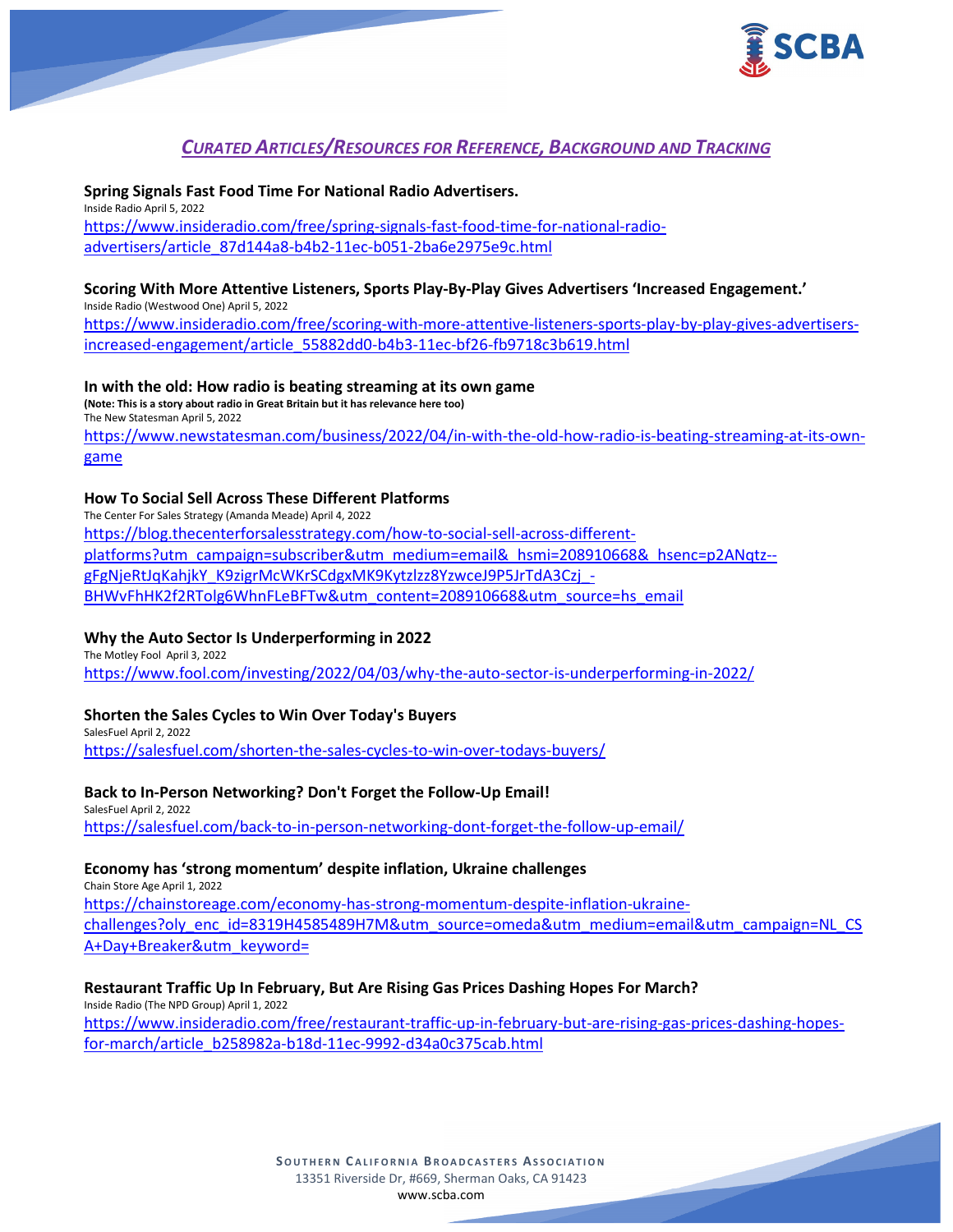## *CURATED ARTICLES/RESOURCES FOR REFERENCE, BACKGROUND AND TRACKING*

**Spring Signals Fast Food Time For National Radio Advertisers.**
Inside Radio April 5, 2022
https://www.insideradio.com/free/spring-signals-fast-food-time-for-national-radio-advertisers/article_87d144a8-b4b2-11ec-b051-2ba6e2975e9c.html

**Scoring With More Attentive Listeners, Sports Play-By-Play Gives Advertisers 'Increased Engagement.'**
Inside Radio (Westwood One) April 5, 2022
https://www.insideradio.com/free/scoring-with-more-attentive-listeners-sports-play-by-play-gives-advertisers-increased-engagement/article_55882dd0-b4b3-11ec-bf26-fb9718c3b619.html

**In with the old: How radio is beating streaming at its own game**
**(Note: This is a story about radio in Great Britain but it has relevance here too)**
The New Statesman April 5, 2022
https://www.newstatesman.com/business/2022/04/in-with-the-old-how-radio-is-beating-streaming-at-its-own-game

**How To Social Sell Across These Different Platforms**
The Center For Sales Strategy (Amanda Meade) April 4, 2022
https://blog.thecenterforsalesstrategy.com/how-to-social-sell-across-different-platforms?utm_campaign=subscriber&utm_medium=email&_hsmi=208910668&_hsenc=p2ANqtz--gFgNjeRtJqKahjkY_K9zigrMcWKrSCdgxMK9Kytzlzz8YzwceJ9P5JrTdA3Czj_-BHWvFhHK2f2RTolg6WhnFLeBFTw&utm_content=208910668&utm_source=hs_email

**Why the Auto Sector Is Underperforming in 2022**
The Motley Fool April 3, 2022
https://www.fool.com/investing/2022/04/03/why-the-auto-sector-is-underperforming-in-2022/

**Shorten the Sales Cycles to Win Over Today's Buyers**
SalesFuel April 2, 2022
https://salesfuel.com/shorten-the-sales-cycles-to-win-over-todays-buyers/

**Back to In-Person Networking? Don't Forget the Follow-Up Email!**
SalesFuel April 2, 2022
https://salesfuel.com/back-to-in-person-networking-dont-forget-the-follow-up-email/

**Economy has 'strong momentum' despite inflation, Ukraine challenges**
Chain Store Age April 1, 2022
https://chainstoreage.com/economy-has-strong-momentum-despite-inflation-ukraine-challenges?oly_enc_id=8319H4585489H7M&utm_source=omeda&utm_medium=email&utm_campaign=NL_CSA+Day+Breaker&utm_keyword=

**Restaurant Traffic Up In February, But Are Rising Gas Prices Dashing Hopes For March?**
Inside Radio (The NPD Group) April 1, 2022
https://www.insideradio.com/free/restaurant-traffic-up-in-february-but-are-rising-gas-prices-dashing-hopes-for-march/article_b258982a-b18d-11ec-9992-d34a0c375cab.html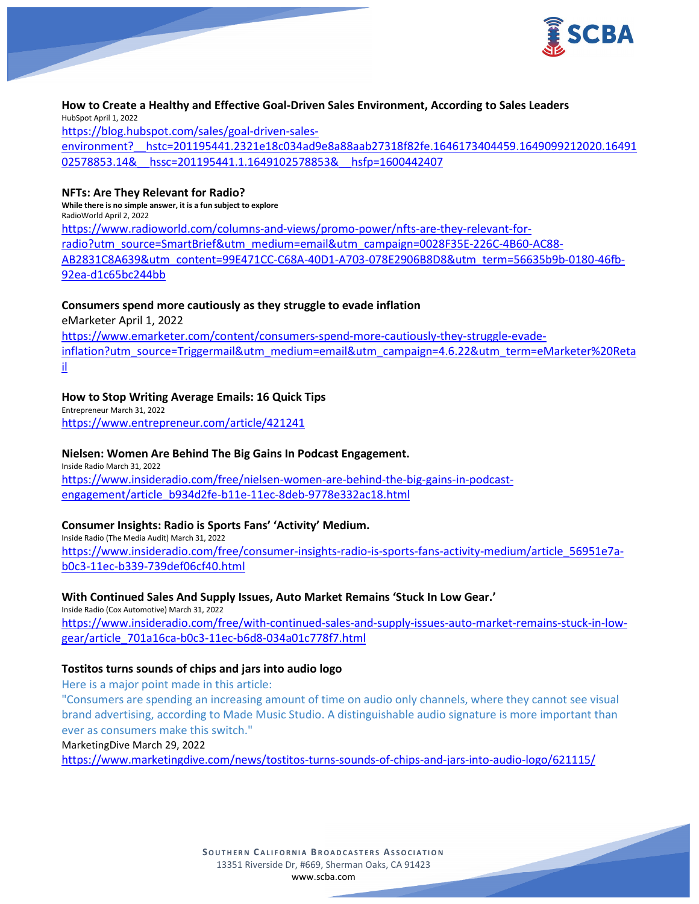**How to Create a Healthy and Effective Goal-Driven Sales Environment, According to Sales Leaders**
HubSpot April 1, 2022
https://blog.hubspot.com/sales/goal-driven-sales-environment?__hstc=201195441.2321e18c034ad9e8a88aab27318f82fe.1646173404459.1649099212020.1649102578853.14&__hssc=201195441.1.1649102578853&__hsfp=1600442407

**NFTs: Are They Relevant for Radio?**
**While there is no simple answer, it is a fun subject to explore**
RadioWorld April 2, 2022
https://www.radioworld.com/columns-and-views/promo-power/nfts-are-they-relevant-for-radio?utm_source=SmartBrief&utm_medium=email&utm_campaign=0028F35E-226C-4B60-AC88-AB2831C8A639&utm_content=99E471CC-C68A-40D1-A703-078E2906B8D8&utm_term=56635b9b-0180-46fb-92ea-d1c65bc244bb

**Consumers spend more cautiously as they struggle to evade inflation**
eMarketer April 1, 2022
https://www.emarketer.com/content/consumers-spend-more-cautiously-they-struggle-evade-inflation?utm_source=Triggermail&utm_medium=email&utm_campaign=4.6.22&utm_term=eMarketer%20Retail

**How to Stop Writing Average Emails: 16 Quick Tips**
Entrepreneur March 31, 2022
https://www.entrepreneur.com/article/421241

**Nielsen: Women Are Behind The Big Gains In Podcast Engagement.**
Inside Radio March 31, 2022
https://www.insideradio.com/free/nielsen-women-are-behind-the-big-gains-in-podcast-engagement/article_b934d2fe-b11e-11ec-8deb-9778e332ac18.html

**Consumer Insights: Radio is Sports Fans' 'Activity' Medium.**
Inside Radio (The Media Audit) March 31, 2022
https://www.insideradio.com/free/consumer-insights-radio-is-sports-fans-activity-medium/article_56951e7a-b0c3-11ec-b339-739def06cf40.html

**With Continued Sales And Supply Issues, Auto Market Remains 'Stuck In Low Gear.'**
Inside Radio (Cox Automotive) March 31, 2022
https://www.insideradio.com/free/with-continued-sales-and-supply-issues-auto-market-remains-stuck-in-low-gear/article_701a16ca-b0c3-11ec-b6d8-034a01c778f7.html

**Tostitos turns sounds of chips and jars into audio logo**
Here is a major point made in this article:
"Consumers are spending an increasing amount of time on audio only channels, where they cannot see visual brand advertising, according to Made Music Studio. A distinguishable audio signature is more important than ever as consumers make this switch."
MarketingDive March 29, 2022
https://www.marketingdive.com/news/tostitos-turns-sounds-of-chips-and-jars-into-audio-logo/621115/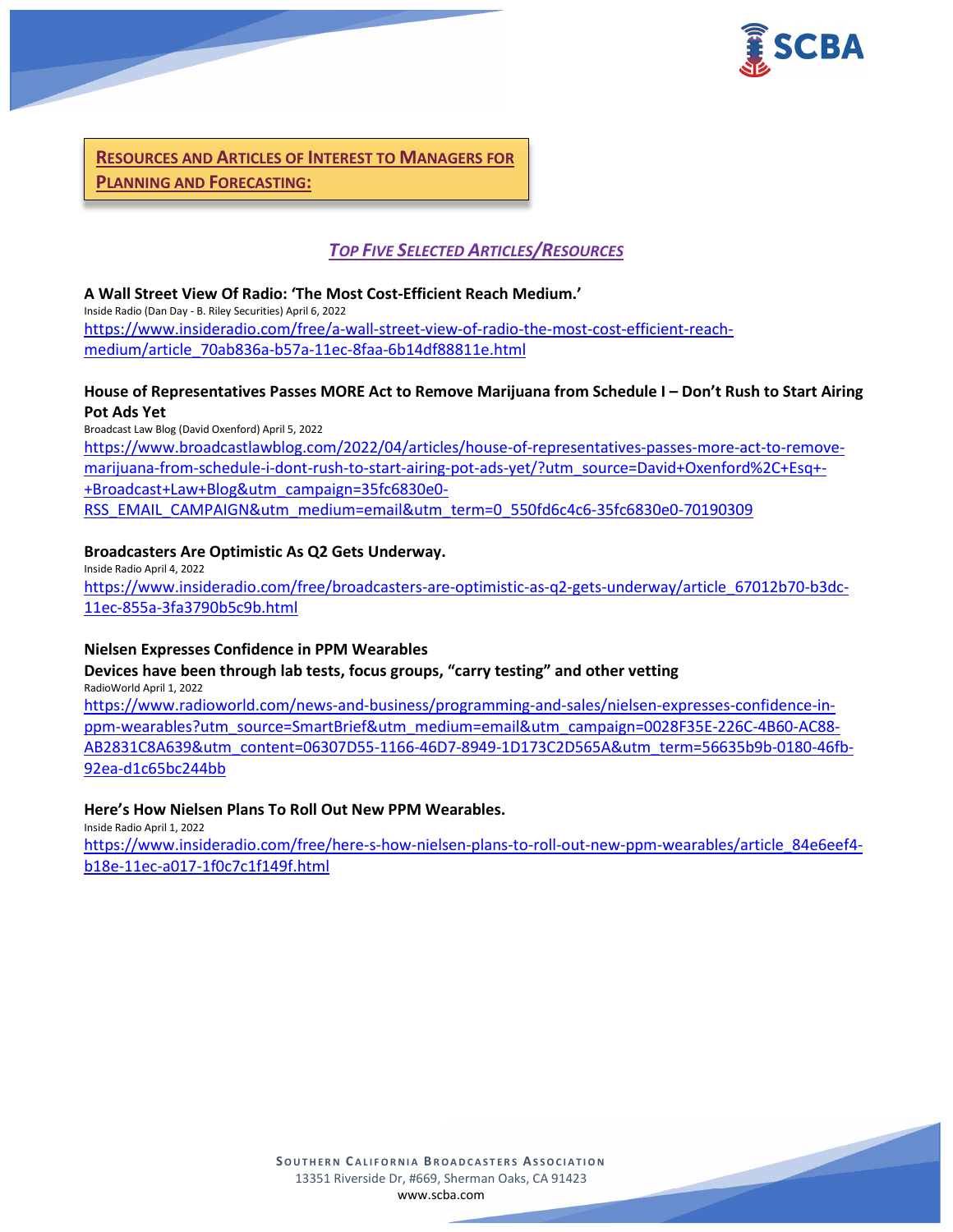## RESOURCES AND ARTICLES OF INTEREST TO MANAGERS FOR PLANNING AND FORECASTING:

### *TOP FIVE SELECTED ARTICLES/RESOURCES*

**A Wall Street View Of Radio: 'The Most Cost-Efficient Reach Medium.'**
Inside Radio (Dan Day - B. Riley Securities) April 6, 2022
https://www.insideradio.com/free/a-wall-street-view-of-radio-the-most-cost-efficient-reach-medium/article_70ab836a-b57a-11ec-8faa-6b14df88811e.html

**House of Representatives Passes MORE Act to Remove Marijuana from Schedule I – Don't Rush to Start Airing Pot Ads Yet**
Broadcast Law Blog (David Oxenford) April 5, 2022
https://www.broadcastlawblog.com/2022/04/articles/house-of-representatives-passes-more-act-to-remove-marijuana-from-schedule-i-dont-rush-to-start-airing-pot-ads-yet/?utm_source=David+Oxenford%2C+Esq+-+Broadcast+Law+Blog&utm_campaign=35fc6830e0-RSS_EMAIL_CAMPAIGN&utm_medium=email&utm_term=0_550fd6c4c6-35fc6830e0-70190309

**Broadcasters Are Optimistic As Q2 Gets Underway.**
Inside Radio April 4, 2022
https://www.insideradio.com/free/broadcasters-are-optimistic-as-q2-gets-underway/article_67012b70-b3dc-11ec-855a-3fa3790b5c9b.html

**Nielsen Expresses Confidence in PPM Wearables**
**Devices have been through lab tests, focus groups, "carry testing" and other vetting**
RadioWorld April 1, 2022
https://www.radioworld.com/news-and-business/programming-and-sales/nielsen-expresses-confidence-in-ppm-wearables?utm_source=SmartBrief&utm_medium=email&utm_campaign=0028F35E-226C-4B60-AC88-AB2831C8A639&utm_content=06307D55-1166-46D7-8949-1D173C2D565A&utm_term=56635b9b-0180-46fb-92ea-d1c65bc244bb

**Here's How Nielsen Plans To Roll Out New PPM Wearables.**
Inside Radio April 1, 2022
https://www.insideradio.com/free/here-s-how-nielsen-plans-to-roll-out-new-ppm-wearables/article_84e6eef4-b18e-11ec-a017-1f0c7c1f149f.html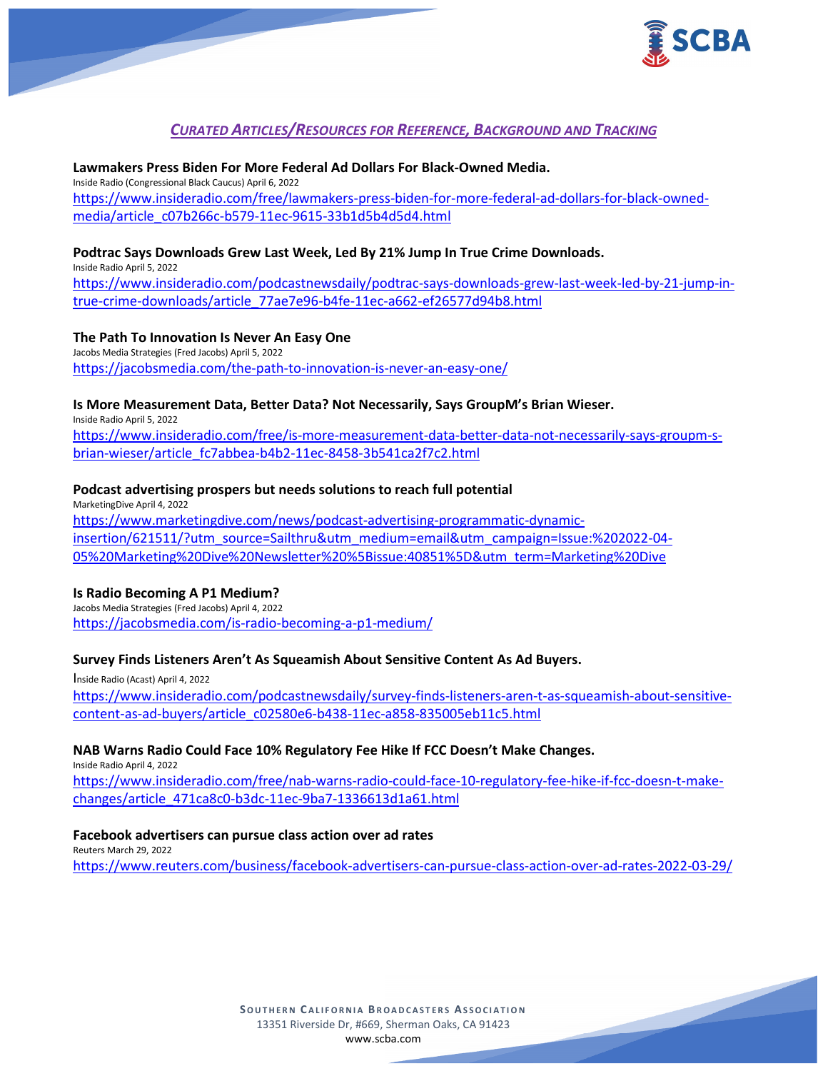## *CURATED ARTICLES/RESOURCES FOR REFERENCE, BACKGROUND AND TRACKING*

**Lawmakers Press Biden For More Federal Ad Dollars For Black-Owned Media.**
Inside Radio (Congressional Black Caucus) April 6, 2022
https://www.insideradio.com/free/lawmakers-press-biden-for-more-federal-ad-dollars-for-black-owned-media/article_c07b266c-b579-11ec-9615-33b1d5b4d5d4.html

**Podtrac Says Downloads Grew Last Week, Led By 21% Jump In True Crime Downloads.**
Inside Radio April 5, 2022
https://www.insideradio.com/podcastnewsdaily/podtrac-says-downloads-grew-last-week-led-by-21-jump-in-true-crime-downloads/article_77ae7e96-b4fe-11ec-a662-ef26577d94b8.html

**The Path To Innovation Is Never An Easy One**
Jacobs Media Strategies (Fred Jacobs) April 5, 2022
https://jacobsmedia.com/the-path-to-innovation-is-never-an-easy-one/

**Is More Measurement Data, Better Data? Not Necessarily, Says GroupM's Brian Wieser.**
Inside Radio April 5, 2022
https://www.insideradio.com/free/is-more-measurement-data-better-data-not-necessarily-says-groupm-s-brian-wieser/article_fc7abbea-b4b2-11ec-8458-3b541ca2f7c2.html

**Podcast advertising prospers but needs solutions to reach full potential**
MarketingDive April 4, 2022
https://www.marketingdive.com/news/podcast-advertising-programmatic-dynamic-insertion/621511/?utm_source=Sailthru&utm_medium=email&utm_campaign=Issue:%202022-04-05%20Marketing%20Dive%20Newsletter%20%5Bissue:40851%5D&utm_term=Marketing%20Dive

**Is Radio Becoming A P1 Medium?**
Jacobs Media Strategies (Fred Jacobs) April 4, 2022
https://jacobsmedia.com/is-radio-becoming-a-p1-medium/

**Survey Finds Listeners Aren't As Squeamish About Sensitive Content As Ad Buyers.**
Inside Radio (Acast) April 4, 2022
https://www.insideradio.com/podcastnewsdaily/survey-finds-listeners-aren-t-as-squeamish-about-sensitive-content-as-ad-buyers/article_c02580e6-b438-11ec-a858-835005eb11c5.html

**NAB Warns Radio Could Face 10% Regulatory Fee Hike If FCC Doesn't Make Changes.**
Inside Radio April 4, 2022
https://www.insideradio.com/free/nab-warns-radio-could-face-10-regulatory-fee-hike-if-fcc-doesn-t-make-changes/article_471ca8c0-b3dc-11ec-9ba7-1336613d1a61.html

**Facebook advertisers can pursue class action over ad rates**
Reuters March 29, 2022
https://www.reuters.com/business/facebook-advertisers-can-pursue-class-action-over-ad-rates-2022-03-29/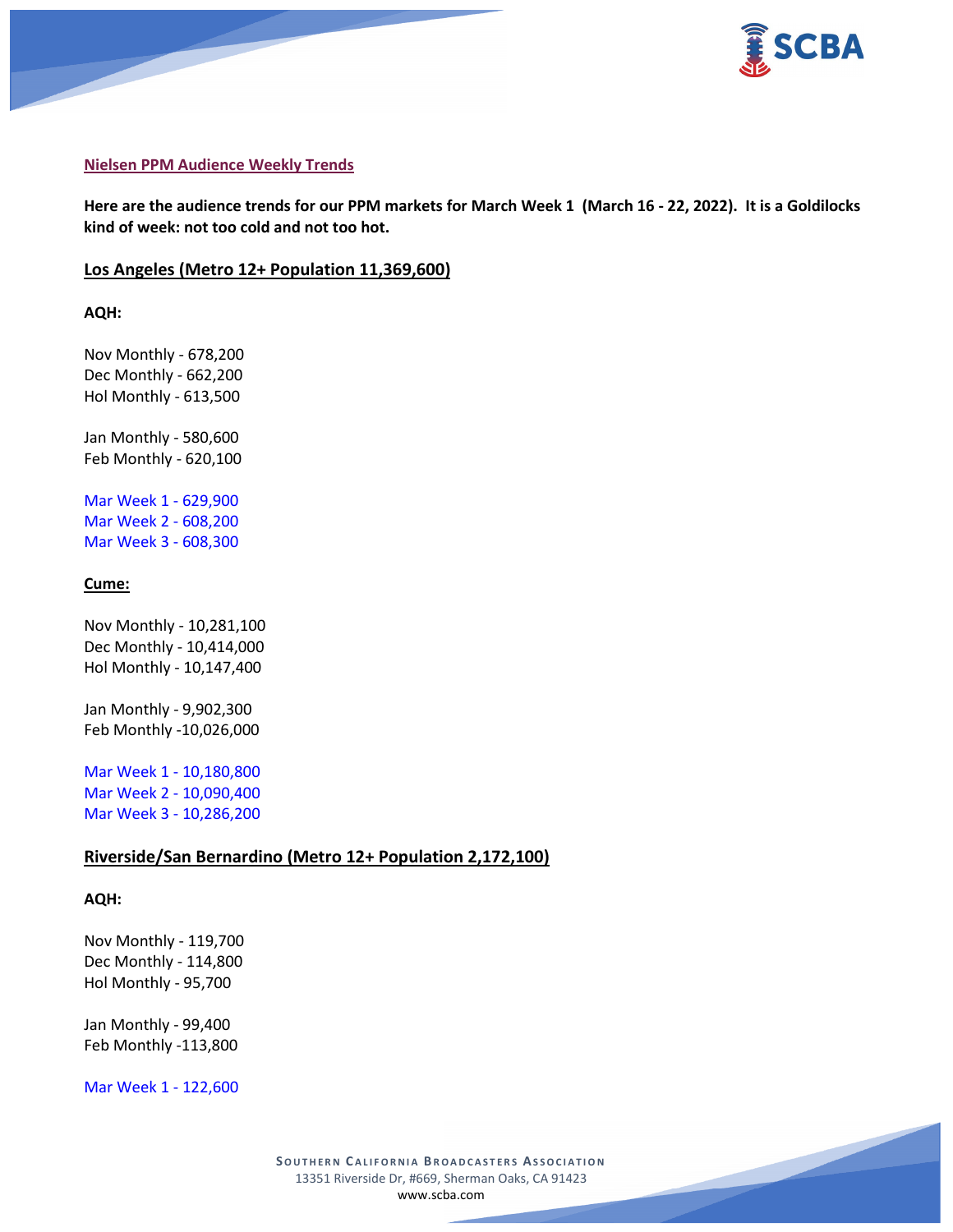**Nielsen PPM Audience Weekly Trends**

**Here are the audience trends for our PPM markets for March Week 1 (March 16 - 22, 2022). It is a Goldilocks kind of week: not too cold and not too hot.**

## Los Angeles (Metro 12+ Population 11,369,600)

**AQH:**

Nov Monthly - 678,200
Dec Monthly - 662,200
Hol Monthly - 613,500

Jan Monthly - 580,600
Feb Monthly - 620,100

Mar Week 1 - 629,900
Mar Week 2 - 608,200
Mar Week 3 - 608,300

**Cume:**

Nov Monthly - 10,281,100
Dec Monthly - 10,414,000
Hol Monthly - 10,147,400

Jan Monthly - 9,902,300
Feb Monthly -10,026,000

Mar Week 1 - 10,180,800
Mar Week 2 - 10,090,400
Mar Week 3 - 10,286,200

## Riverside/San Bernardino (Metro 12+ Population 2,172,100)

**AQH:**

Nov Monthly - 119,700
Dec Monthly - 114,800
Hol Monthly - 95,700

Jan Monthly - 99,400
Feb Monthly -113,800

Mar Week 1 - 122,600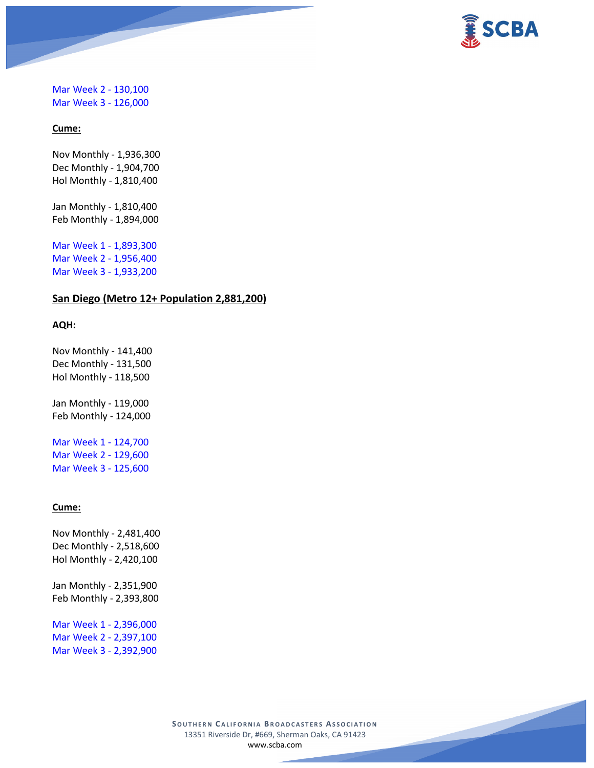Mar Week 2 - 130,100
Mar Week 3 - 126,000

**Cume:**

Nov Monthly - 1,936,300
Dec Monthly - 1,904,700
Hol Monthly - 1,810,400

Jan Monthly - 1,810,400
Feb Monthly - 1,894,000

Mar Week 1 - 1,893,300
Mar Week 2 - 1,956,400
Mar Week 3 - 1,933,200

**San Diego (Metro 12+ Population 2,881,200)**

**AQH:**

Nov Monthly - 141,400
Dec Monthly - 131,500
Hol Monthly - 118,500

Jan Monthly - 119,000
Feb Monthly - 124,000

Mar Week 1 - 124,700
Mar Week 2 - 129,600
Mar Week 3 - 125,600

**Cume:**

Nov Monthly - 2,481,400
Dec Monthly - 2,518,600
Hol Monthly - 2,420,100

Jan Monthly - 2,351,900
Feb Monthly - 2,393,800

Mar Week 1 - 2,396,000
Mar Week 2 - 2,397,100
Mar Week 3 - 2,392,900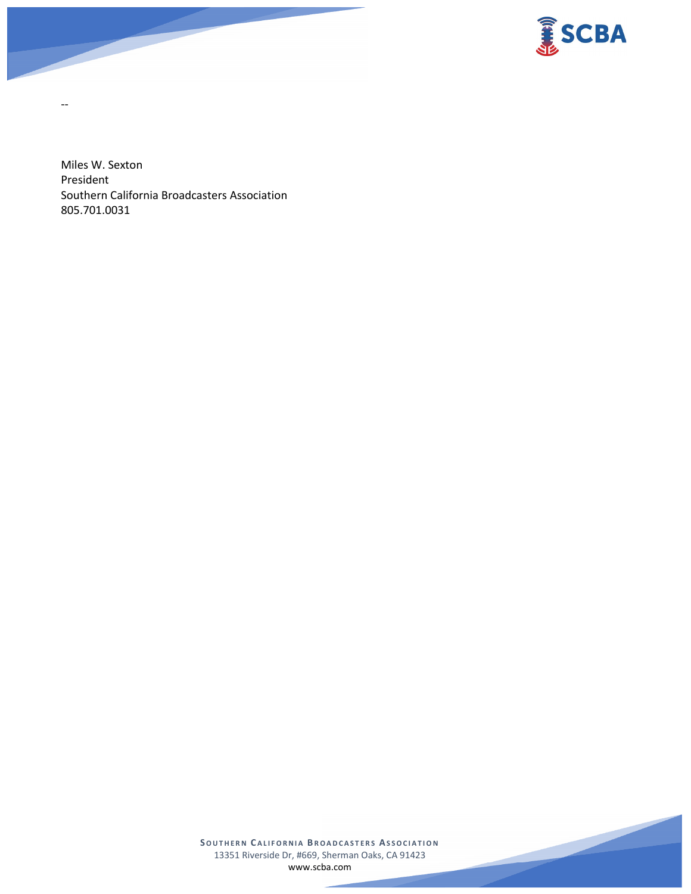--

Miles W. Sexton
President
Southern California Broadcasters Association
805.701.0031